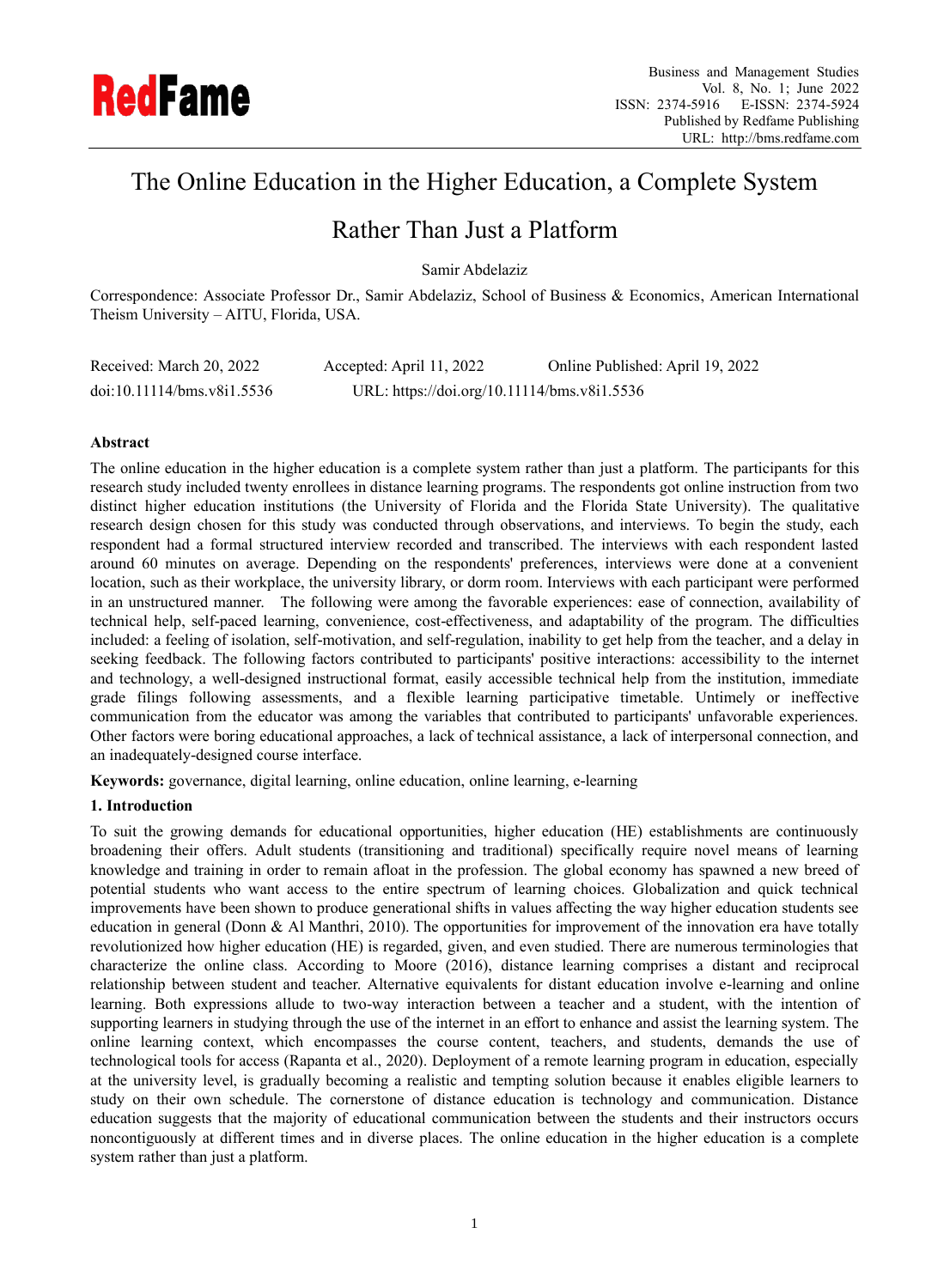# The Online Education in the Higher Education, a Complete System Rather Than Just a Platform

Samir Abdelaziz

Correspondence: Associate Professor Dr., Samir Abdelaziz, School of Business & Economics, American International Theism University – AITU, Florida, USA.

Received: March 20, 2022 Accepted: April 11, 2022 Online Published: April 19, 2022

doi:10.11114/bms.v8i1.5536 URL: https://doi.org/10.11114/bms.v8i1.5536

**Abstract**

The online education in the higher education is a complete system rather than just a platform. The participants for this research study included twenty enrollees in distance learning programs. The respondents got online instruction from two distinct higher education institutions (the University of Florida and the Florida State University). The qualitative research design chosen for this study was conducted through observations, and interviews. To begin the study, each respondent had a formal structured interview recorded and transcribed. The interviews with each respondent lasted around 60 minutes on average. Depending on the respondents' preferences, interviews were done at a convenient location, such as their workplace, the university library, or dorm room. Interviews with each participant were performed in an unstructured manner. The following were among the favorable experiences: ease of connection, availability of technical help, self-paced learning, convenience, cost-effectiveness, and adaptability of the program. The difficulties included: a feeling of isolation, self-motivation, and self-regulation, inability to get help from the teacher, and a delay in seeking feedback. The following factors contributed to participants' positive interactions: accessibility to the internet and technology, a well-designed instructional format, easily accessible technical help from the institution, immediate grade filings following assessments, and a flexible learning participative timetable. Untimely or ineffective communication from the educator was among the variables that contributed to participants' unfavorable experiences. Other factors were boring educational approaches, a lack of technical assistance, a lack of interpersonal connection, and an inadequately-designed course interface.

**Keywords:** governance, digital learning, online education, online learning, e-learning

## 1. Introduction

To suit the growing demands for educational opportunities, higher education (HE) establishments are continuously broadening their offers. Adult students (transitioning and traditional) specifically require novel means of learning knowledge and training in order to remain afloat in the profession. The global economy has spawned a new breed of potential students who want access to the entire spectrum of learning choices. Globalization and quick technical improvements have been shown to produce generational shifts in values affecting the way higher education students see education in general (Donn & Al Manthri, 2010). The opportunities for improvement of the innovation era have totally revolutionized how higher education (HE) is regarded, given, and even studied. There are numerous terminologies that characterize the online class. According to Moore (2016), distance learning comprises a distant and reciprocal relationship between student and teacher. Alternative equivalents for distant education involve e-learning and online learning. Both expressions allude to two-way interaction between a teacher and a student, with the intention of supporting learners in studying through the use of the internet in an effort to enhance and assist the learning system. The online learning context, which encompasses the course content, teachers, and students, demands the use of technological tools for access (Rapanta et al., 2020). Deployment of a remote learning program in education, especially at the university level, is gradually becoming a realistic and tempting solution because it enables eligible learners to study on their own schedule. The cornerstone of distance education is technology and communication. Distance education suggests that the majority of educational communication between the students and their instructors occurs noncontiguously at different times and in diverse places. The online education in the higher education is a complete system rather than just a platform.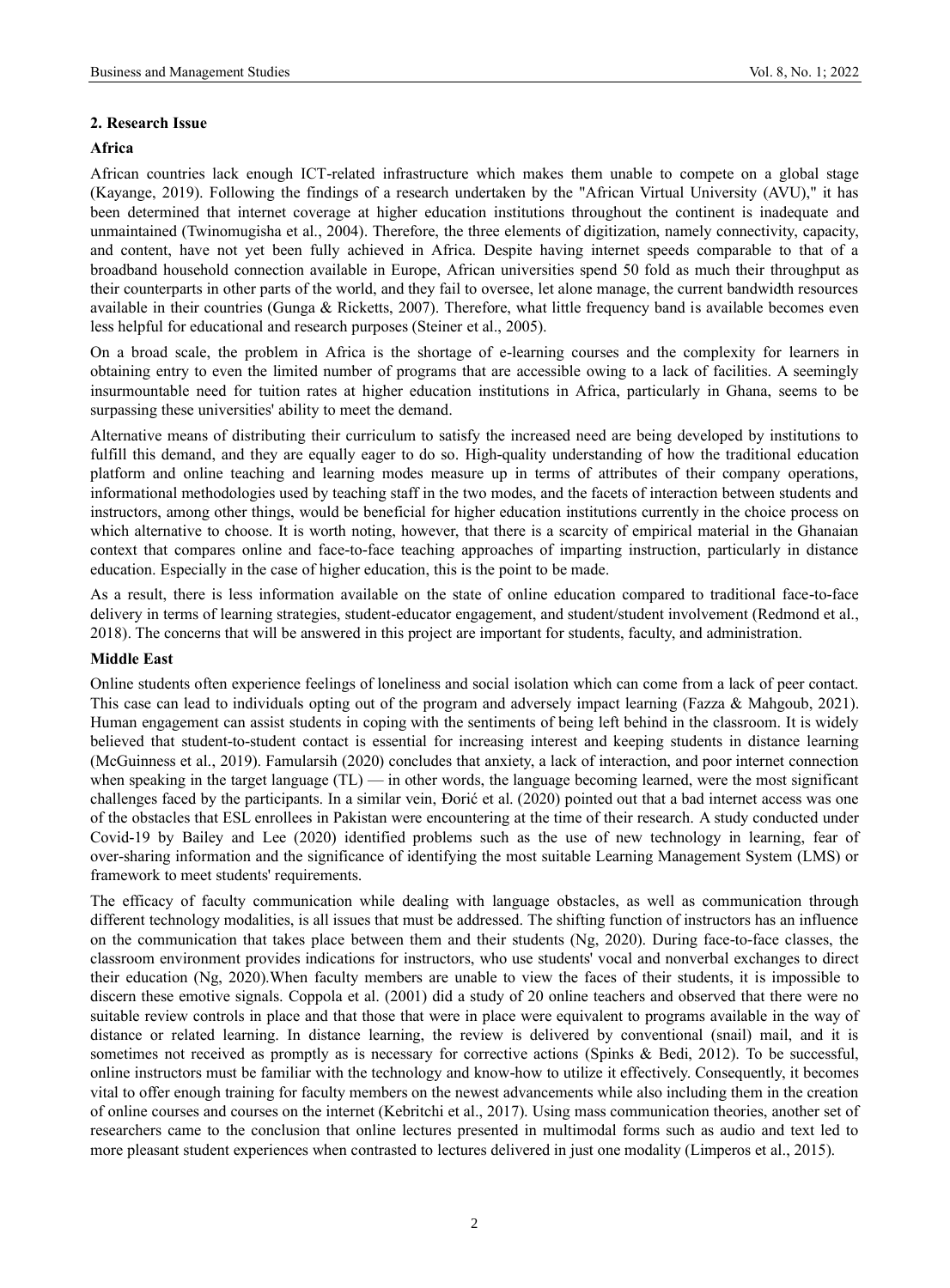## 2. Research Issue

### Africa

African countries lack enough ICT-related infrastructure which makes them unable to compete on a global stage (Kayange, 2019). Following the findings of a research undertaken by the "African Virtual University (AVU)," it has been determined that internet coverage at higher education institutions throughout the continent is inadequate and unmaintained (Twinomugisha et al., 2004). Therefore, the three elements of digitization, namely connectivity, capacity, and content, have not yet been fully achieved in Africa. Despite having internet speeds comparable to that of a broadband household connection available in Europe, African universities spend 50 fold as much their throughput as their counterparts in other parts of the world, and they fail to oversee, let alone manage, the current bandwidth resources available in their countries (Gunga & Ricketts, 2007). Therefore, what little frequency band is available becomes even less helpful for educational and research purposes (Steiner et al., 2005).

On a broad scale, the problem in Africa is the shortage of e-learning courses and the complexity for learners in obtaining entry to even the limited number of programs that are accessible owing to a lack of facilities. A seemingly insurmountable need for tuition rates at higher education institutions in Africa, particularly in Ghana, seems to be surpassing these universities' ability to meet the demand.

Alternative means of distributing their curriculum to satisfy the increased need are being developed by institutions to fulfill this demand, and they are equally eager to do so. High-quality understanding of how the traditional education platform and online teaching and learning modes measure up in terms of attributes of their company operations, informational methodologies used by teaching staff in the two modes, and the facets of interaction between students and instructors, among other things, would be beneficial for higher education institutions currently in the choice process on which alternative to choose. It is worth noting, however, that there is a scarcity of empirical material in the Ghanaian context that compares online and face-to-face teaching approaches of imparting instruction, particularly in distance education. Especially in the case of higher education, this is the point to be made.

As a result, there is less information available on the state of online education compared to traditional face-to-face delivery in terms of learning strategies, student-educator engagement, and student/student involvement (Redmond et al., 2018). The concerns that will be answered in this project are important for students, faculty, and administration.

### Middle East

Online students often experience feelings of loneliness and social isolation which can come from a lack of peer contact. This case can lead to individuals opting out of the program and adversely impact learning (Fazza & Mahgoub, 2021). Human engagement can assist students in coping with the sentiments of being left behind in the classroom. It is widely believed that student-to-student contact is essential for increasing interest and keeping students in distance learning (McGuinness et al., 2019). Famularsih (2020) concludes that anxiety, a lack of interaction, and poor internet connection when speaking in the target language (TL) — in other words, the language becoming learned, were the most significant challenges faced by the participants. In a similar vein, Đorić et al. (2020) pointed out that a bad internet access was one of the obstacles that ESL enrollees in Pakistan were encountering at the time of their research. A study conducted under Covid-19 by Bailey and Lee (2020) identified problems such as the use of new technology in learning, fear of over-sharing information and the significance of identifying the most suitable Learning Management System (LMS) or framework to meet students' requirements.

The efficacy of faculty communication while dealing with language obstacles, as well as communication through different technology modalities, is all issues that must be addressed. The shifting function of instructors has an influence on the communication that takes place between them and their students (Ng, 2020). During face-to-face classes, the classroom environment provides indications for instructors, who use students' vocal and nonverbal exchanges to direct their education (Ng, 2020).When faculty members are unable to view the faces of their students, it is impossible to discern these emotive signals. Coppola et al. (2001) did a study of 20 online teachers and observed that there were no suitable review controls in place and that those that were in place were equivalent to programs available in the way of distance or related learning. In distance learning, the review is delivered by conventional (snail) mail, and it is sometimes not received as promptly as is necessary for corrective actions (Spinks & Bedi, 2012). To be successful, online instructors must be familiar with the technology and know-how to utilize it effectively. Consequently, it becomes vital to offer enough training for faculty members on the newest advancements while also including them in the creation of online courses and courses on the internet (Kebritchi et al., 2017). Using mass communication theories, another set of researchers came to the conclusion that online lectures presented in multimodal forms such as audio and text led to more pleasant student experiences when contrasted to lectures delivered in just one modality (Limperos et al., 2015).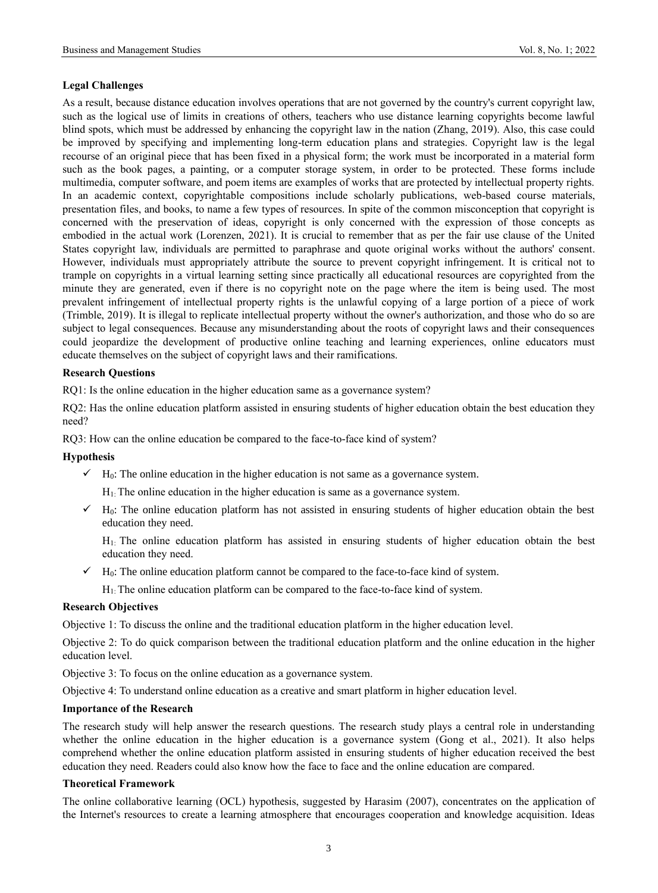**Legal Challenges**

As a result, because distance education involves operations that are not governed by the country's current copyright law, such as the logical use of limits in creations of others, teachers who use distance learning copyrights become lawful blind spots, which must be addressed by enhancing the copyright law in the nation (Zhang, 2019). Also, this case could be improved by specifying and implementing long-term education plans and strategies. Copyright law is the legal recourse of an original piece that has been fixed in a physical form; the work must be incorporated in a material form such as the book pages, a painting, or a computer storage system, in order to be protected. These forms include multimedia, computer software, and poem items are examples of works that are protected by intellectual property rights. In an academic context, copyrightable compositions include scholarly publications, web-based course materials, presentation files, and books, to name a few types of resources. In spite of the common misconception that copyright is concerned with the preservation of ideas, copyright is only concerned with the expression of those concepts as embodied in the actual work (Lorenzen, 2021). It is crucial to remember that as per the fair use clause of the United States copyright law, individuals are permitted to paraphrase and quote original works without the authors' consent. However, individuals must appropriately attribute the source to prevent copyright infringement. It is critical not to trample on copyrights in a virtual learning setting since practically all educational resources are copyrighted from the minute they are generated, even if there is no copyright note on the page where the item is being used. The most prevalent infringement of intellectual property rights is the unlawful copying of a large portion of a piece of work (Trimble, 2019). It is illegal to replicate intellectual property without the owner's authorization, and those who do so are subject to legal consequences. Because any misunderstanding about the roots of copyright laws and their consequences could jeopardize the development of productive online teaching and learning experiences, online educators must educate themselves on the subject of copyright laws and their ramifications.

**Research Questions**

RQ1: Is the online education in the higher education same as a governance system?

RQ2: Has the online education platform assisted in ensuring students of higher education obtain the best education they need?

RQ3: How can the online education be compared to the face-to-face kind of system?

**Hypothesis**

- ✓ $H_0$: The online education in the higher education is not same as a governance system.

  $H_1$: The online education in the higher education is same as a governance system.

- ✓ $H_0$: The online education platform has not assisted in ensuring students of higher education obtain the best education they need.

  $H_1$: The online education platform has assisted in ensuring students of higher education obtain the best education they need.

- ✓ $H_0$: The online education platform cannot be compared to the face-to-face kind of system.

  $H_1$: The online education platform can be compared to the face-to-face kind of system.

**Research Objectives**

Objective 1: To discuss the online and the traditional education platform in the higher education level.

Objective 2: To do quick comparison between the traditional education platform and the online education in the higher education level.

Objective 3: To focus on the online education as a governance system.

Objective 4: To understand online education as a creative and smart platform in higher education level.

**Importance of the Research**

The research study will help answer the research questions. The research study plays a central role in understanding whether the online education in the higher education is a governance system (Gong et al., 2021). It also helps comprehend whether the online education platform assisted in ensuring students of higher education received the best education they need. Readers could also know how the face to face and the online education are compared.

**Theoretical Framework**

The online collaborative learning (OCL) hypothesis, suggested by Harasim (2007), concentrates on the application of the Internet's resources to create a learning atmosphere that encourages cooperation and knowledge acquisition. Ideas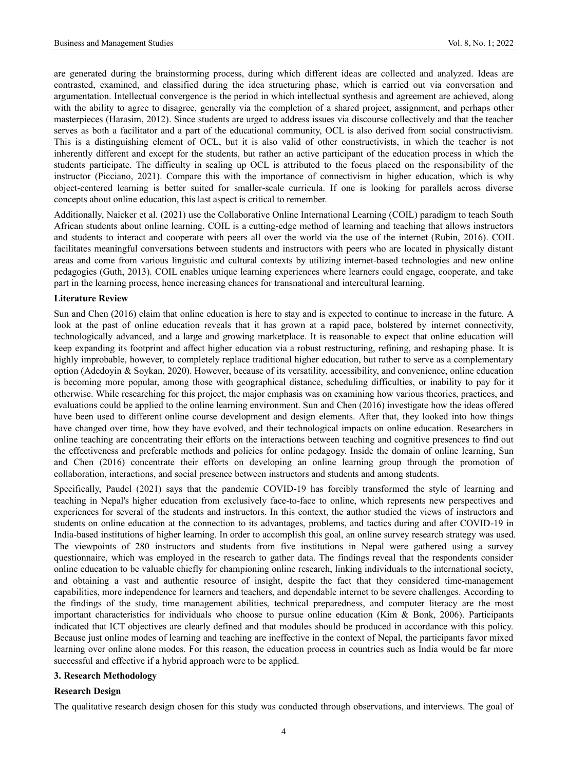are generated during the brainstorming process, during which different ideas are collected and analyzed. Ideas are contrasted, examined, and classified during the idea structuring phase, which is carried out via conversation and argumentation. Intellectual convergence is the period in which intellectual synthesis and agreement are achieved, along with the ability to agree to disagree, generally via the completion of a shared project, assignment, and perhaps other masterpieces (Harasim, 2012). Since students are urged to address issues via discourse collectively and that the teacher serves as both a facilitator and a part of the educational community, OCL is also derived from social constructivism. This is a distinguishing element of OCL, but it is also valid of other constructivists, in which the teacher is not inherently different and except for the students, but rather an active participant of the education process in which the students participate. The difficulty in scaling up OCL is attributed to the focus placed on the responsibility of the instructor (Picciano, 2021). Compare this with the importance of connectivism in higher education, which is why object-centered learning is better suited for smaller-scale curricula. If one is looking for parallels across diverse concepts about online education, this last aspect is critical to remember.

Additionally, Naicker et al. (2021) use the Collaborative Online International Learning (COIL) paradigm to teach South African students about online learning. COIL is a cutting-edge method of learning and teaching that allows instructors and students to interact and cooperate with peers all over the world via the use of the internet (Rubin, 2016). COIL facilitates meaningful conversations between students and instructors with peers who are located in physically distant areas and come from various linguistic and cultural contexts by utilizing internet-based technologies and new online pedagogies (Guth, 2013). COIL enables unique learning experiences where learners could engage, cooperate, and take part in the learning process, hence increasing chances for transnational and intercultural learning.

**Literature Review**

Sun and Chen (2016) claim that online education is here to stay and is expected to continue to increase in the future. A look at the past of online education reveals that it has grown at a rapid pace, bolstered by internet connectivity, technologically advanced, and a large and growing marketplace. It is reasonable to expect that online education will keep expanding its footprint and affect higher education via a robust restructuring, refining, and reshaping phase. It is highly improbable, however, to completely replace traditional higher education, but rather to serve as a complementary option (Adedoyin & Soykan, 2020). However, because of its versatility, accessibility, and convenience, online education is becoming more popular, among those with geographical distance, scheduling difficulties, or inability to pay for it otherwise. While researching for this project, the major emphasis was on examining how various theories, practices, and evaluations could be applied to the online learning environment. Sun and Chen (2016) investigate how the ideas offered have been used to different online course development and design elements. After that, they looked into how things have changed over time, how they have evolved, and their technological impacts on online education. Researchers in online teaching are concentrating their efforts on the interactions between teaching and cognitive presences to find out the effectiveness and preferable methods and policies for online pedagogy. Inside the domain of online learning, Sun and Chen (2016) concentrate their efforts on developing an online learning group through the promotion of collaboration, interactions, and social presence between instructors and students and among students.

Specifically, Paudel (2021) says that the pandemic COVID-19 has forcibly transformed the style of learning and teaching in Nepal's higher education from exclusively face-to-face to online, which represents new perspectives and experiences for several of the students and instructors. In this context, the author studied the views of instructors and students on online education at the connection to its advantages, problems, and tactics during and after COVID-19 in India-based institutions of higher learning. In order to accomplish this goal, an online survey research strategy was used. The viewpoints of 280 instructors and students from five institutions in Nepal were gathered using a survey questionnaire, which was employed in the research to gather data. The findings reveal that the respondents consider online education to be valuable chiefly for championing online research, linking individuals to the international society, and obtaining a vast and authentic resource of insight, despite the fact that they considered time-management capabilities, more independence for learners and teachers, and dependable internet to be severe challenges. According to the findings of the study, time management abilities, technical preparedness, and computer literacy are the most important characteristics for individuals who choose to pursue online education (Kim & Bonk, 2006). Participants indicated that ICT objectives are clearly defined and that modules should be produced in accordance with this policy. Because just online modes of learning and teaching are ineffective in the context of Nepal, the participants favor mixed learning over online alone modes. For this reason, the education process in countries such as India would be far more successful and effective if a hybrid approach were to be applied.

## 3. Research Methodology

**Research Design**

The qualitative research design chosen for this study was conducted through observations, and interviews. The goal of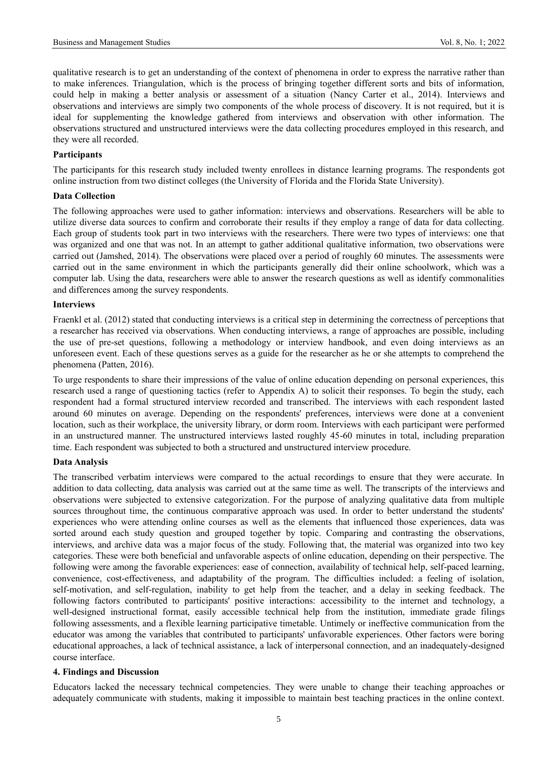qualitative research is to get an understanding of the context of phenomena in order to express the narrative rather than to make inferences. Triangulation, which is the process of bringing together different sorts and bits of information, could help in making a better analysis or assessment of a situation (Nancy Carter et al., 2014). Interviews and observations and interviews are simply two components of the whole process of discovery. It is not required, but it is ideal for supplementing the knowledge gathered from interviews and observation with other information. The observations structured and unstructured interviews were the data collecting procedures employed in this research, and they were all recorded.

**Participants**

The participants for this research study included twenty enrollees in distance learning programs. The respondents got online instruction from two distinct colleges (the University of Florida and the Florida State University).

**Data Collection**

The following approaches were used to gather information: interviews and observations. Researchers will be able to utilize diverse data sources to confirm and corroborate their results if they employ a range of data for data collecting. Each group of students took part in two interviews with the researchers. There were two types of interviews: one that was organized and one that was not. In an attempt to gather additional qualitative information, two observations were carried out (Jamshed, 2014). The observations were placed over a period of roughly 60 minutes. The assessments were carried out in the same environment in which the participants generally did their online schoolwork, which was a computer lab. Using the data, researchers were able to answer the research questions as well as identify commonalities and differences among the survey respondents.

**Interviews**

Fraenkl et al. (2012) stated that conducting interviews is a critical step in determining the correctness of perceptions that a researcher has received via observations. When conducting interviews, a range of approaches are possible, including the use of pre-set questions, following a methodology or interview handbook, and even doing interviews as an unforeseen event. Each of these questions serves as a guide for the researcher as he or she attempts to comprehend the phenomena (Patten, 2016).

To urge respondents to share their impressions of the value of online education depending on personal experiences, this research used a range of questioning tactics (refer to Appendix A) to solicit their responses. To begin the study, each respondent had a formal structured interview recorded and transcribed. The interviews with each respondent lasted around 60 minutes on average. Depending on the respondents' preferences, interviews were done at a convenient location, such as their workplace, the university library, or dorm room. Interviews with each participant were performed in an unstructured manner. The unstructured interviews lasted roughly 45-60 minutes in total, including preparation time. Each respondent was subjected to both a structured and unstructured interview procedure.

**Data Analysis**

The transcribed verbatim interviews were compared to the actual recordings to ensure that they were accurate. In addition to data collecting, data analysis was carried out at the same time as well. The transcripts of the interviews and observations were subjected to extensive categorization. For the purpose of analyzing qualitative data from multiple sources throughout time, the continuous comparative approach was used. In order to better understand the students' experiences who were attending online courses as well as the elements that influenced those experiences, data was sorted around each study question and grouped together by topic. Comparing and contrasting the observations, interviews, and archive data was a major focus of the study. Following that, the material was organized into two key categories. These were both beneficial and unfavorable aspects of online education, depending on their perspective. The following were among the favorable experiences: ease of connection, availability of technical help, self-paced learning, convenience, cost-effectiveness, and adaptability of the program. The difficulties included: a feeling of isolation, self-motivation, and self-regulation, inability to get help from the teacher, and a delay in seeking feedback. The following factors contributed to participants' positive interactions: accessibility to the internet and technology, a well-designed instructional format, easily accessible technical help from the institution, immediate grade filings following assessments, and a flexible learning participative timetable. Untimely or ineffective communication from the educator was among the variables that contributed to participants' unfavorable experiences. Other factors were boring educational approaches, a lack of technical assistance, a lack of interpersonal connection, and an inadequately-designed course interface.

## 4. Findings and Discussion

Educators lacked the necessary technical competencies. They were unable to change their teaching approaches or adequately communicate with students, making it impossible to maintain best teaching practices in the online context.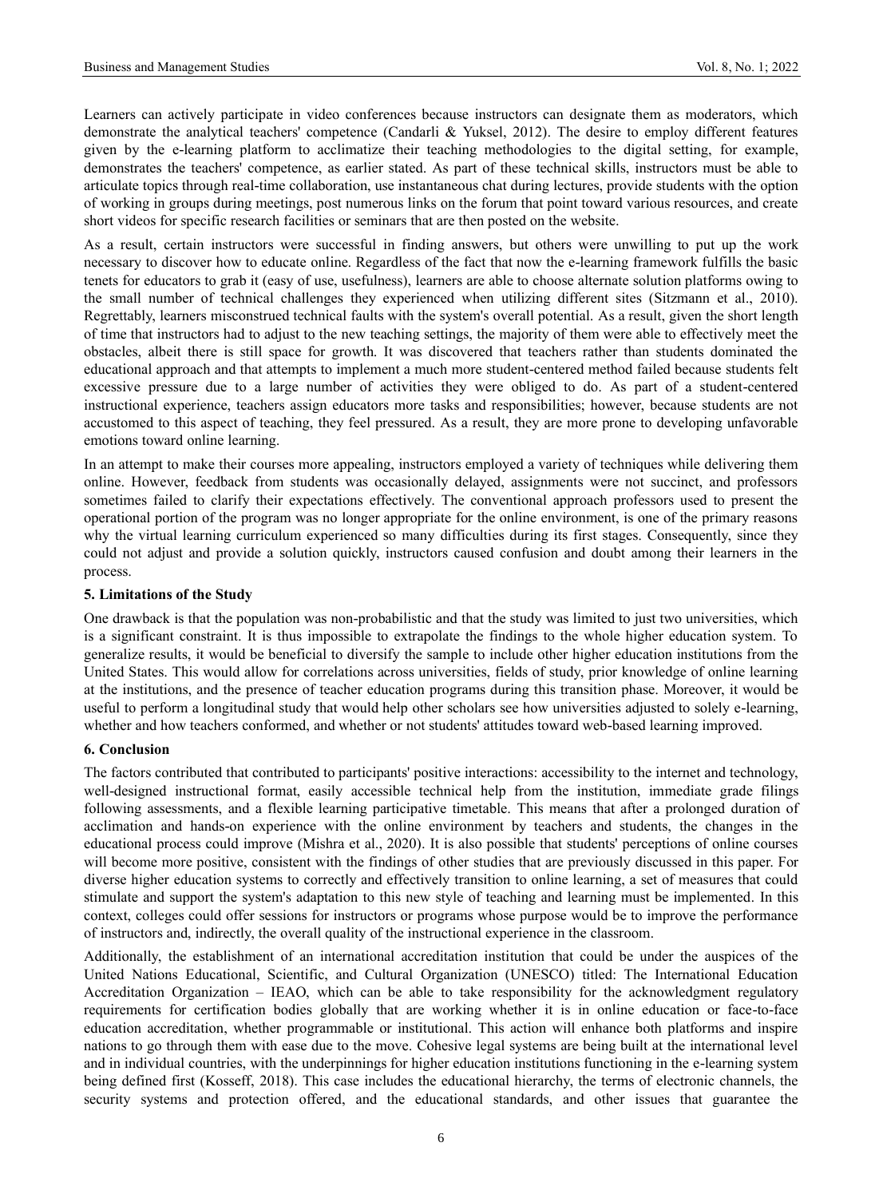Learners can actively participate in video conferences because instructors can designate them as moderators, which demonstrate the analytical teachers' competence (Candarli & Yuksel, 2012). The desire to employ different features given by the e-learning platform to acclimatize their teaching methodologies to the digital setting, for example, demonstrates the teachers' competence, as earlier stated. As part of these technical skills, instructors must be able to articulate topics through real-time collaboration, use instantaneous chat during lectures, provide students with the option of working in groups during meetings, post numerous links on the forum that point toward various resources, and create short videos for specific research facilities or seminars that are then posted on the website.

As a result, certain instructors were successful in finding answers, but others were unwilling to put up the work necessary to discover how to educate online. Regardless of the fact that now the e-learning framework fulfills the basic tenets for educators to grab it (easy of use, usefulness), learners are able to choose alternate solution platforms owing to the small number of technical challenges they experienced when utilizing different sites (Sitzmann et al., 2010). Regrettably, learners misconstrued technical faults with the system's overall potential. As a result, given the short length of time that instructors had to adjust to the new teaching settings, the majority of them were able to effectively meet the obstacles, albeit there is still space for growth. It was discovered that teachers rather than students dominated the educational approach and that attempts to implement a much more student-centered method failed because students felt excessive pressure due to a large number of activities they were obliged to do. As part of a student-centered instructional experience, teachers assign educators more tasks and responsibilities; however, because students are not accustomed to this aspect of teaching, they feel pressured. As a result, they are more prone to developing unfavorable emotions toward online learning.

In an attempt to make their courses more appealing, instructors employed a variety of techniques while delivering them online. However, feedback from students was occasionally delayed, assignments were not succinct, and professors sometimes failed to clarify their expectations effectively. The conventional approach professors used to present the operational portion of the program was no longer appropriate for the online environment, is one of the primary reasons why the virtual learning curriculum experienced so many difficulties during its first stages. Consequently, since they could not adjust and provide a solution quickly, instructors caused confusion and doubt among their learners in the process.

### 5. Limitations of the Study

One drawback is that the population was non-probabilistic and that the study was limited to just two universities, which is a significant constraint. It is thus impossible to extrapolate the findings to the whole higher education system. To generalize results, it would be beneficial to diversify the sample to include other higher education institutions from the United States. This would allow for correlations across universities, fields of study, prior knowledge of online learning at the institutions, and the presence of teacher education programs during this transition phase. Moreover, it would be useful to perform a longitudinal study that would help other scholars see how universities adjusted to solely e-learning, whether and how teachers conformed, and whether or not students' attitudes toward web-based learning improved.

### 6. Conclusion

The factors contributed that contributed to participants' positive interactions: accessibility to the internet and technology, well-designed instructional format, easily accessible technical help from the institution, immediate grade filings following assessments, and a flexible learning participative timetable. This means that after a prolonged duration of acclimation and hands-on experience with the online environment by teachers and students, the changes in the educational process could improve (Mishra et al., 2020). It is also possible that students' perceptions of online courses will become more positive, consistent with the findings of other studies that are previously discussed in this paper. For diverse higher education systems to correctly and effectively transition to online learning, a set of measures that could stimulate and support the system's adaptation to this new style of teaching and learning must be implemented. In this context, colleges could offer sessions for instructors or programs whose purpose would be to improve the performance of instructors and, indirectly, the overall quality of the instructional experience in the classroom.

Additionally, the establishment of an international accreditation institution that could be under the auspices of the United Nations Educational, Scientific, and Cultural Organization (UNESCO) titled: The International Education Accreditation Organization – IEAO, which can be able to take responsibility for the acknowledgment regulatory requirements for certification bodies globally that are working whether it is in online education or face-to-face education accreditation, whether programmable or institutional. This action will enhance both platforms and inspire nations to go through them with ease due to the move. Cohesive legal systems are being built at the international level and in individual countries, with the underpinnings for higher education institutions functioning in the e-learning system being defined first (Kosseff, 2018). This case includes the educational hierarchy, the terms of electronic channels, the security systems and protection offered, and the educational standards, and other issues that guarantee the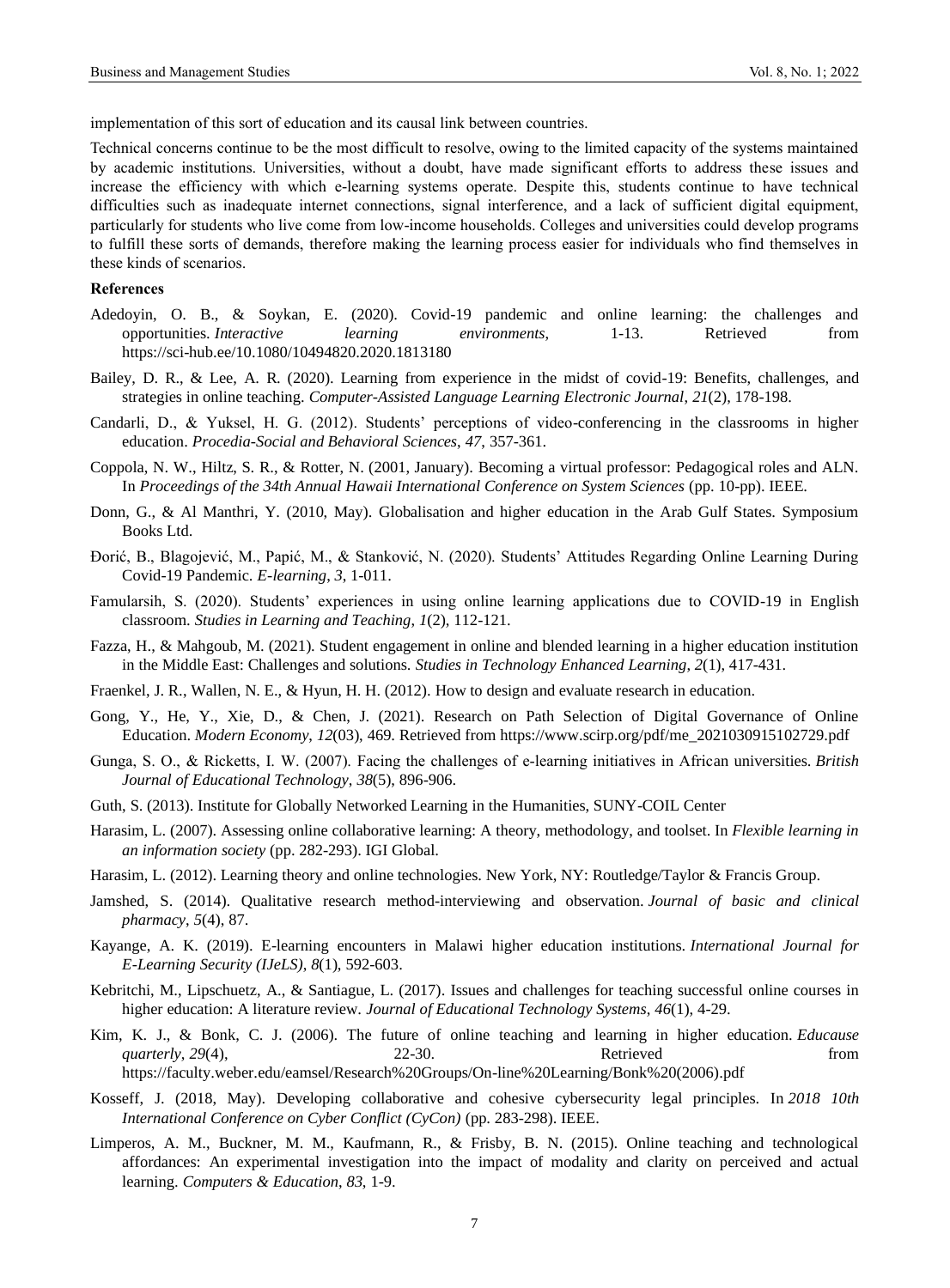implementation of this sort of education and its causal link between countries.

Technical concerns continue to be the most difficult to resolve, owing to the limited capacity of the systems maintained by academic institutions. Universities, without a doubt, have made significant efforts to address these issues and increase the efficiency with which e-learning systems operate. Despite this, students continue to have technical difficulties such as inadequate internet connections, signal interference, and a lack of sufficient digital equipment, particularly for students who live come from low-income households. Colleges and universities could develop programs to fulfill these sorts of demands, therefore making the learning process easier for individuals who find themselves in these kinds of scenarios.

**References**

Adedoyin, O. B., & Soykan, E. (2020). Covid-19 pandemic and online learning: the challenges and opportunities. *Interactive learning environments*, 1-13. Retrieved from https://sci-hub.ee/10.1080/10494820.2020.1813180

Bailey, D. R., & Lee, A. R. (2020). Learning from experience in the midst of covid-19: Benefits, challenges, and strategies in online teaching. *Computer-Assisted Language Learning Electronic Journal*, *21*(2), 178-198.

Candarli, D., & Yuksel, H. G. (2012). Students' perceptions of video-conferencing in the classrooms in higher education. *Procedia-Social and Behavioral Sciences*, *47*, 357-361.

Coppola, N. W., Hiltz, S. R., & Rotter, N. (2001, January). Becoming a virtual professor: Pedagogical roles and ALN. In *Proceedings of the 34th Annual Hawaii International Conference on System Sciences* (pp. 10-pp). IEEE.

Donn, G., & Al Manthri, Y. (2010, May). Globalisation and higher education in the Arab Gulf States. Symposium Books Ltd.

Đorić, B., Blagojević, M., Papić, M., & Stanković, N. (2020). Students' Attitudes Regarding Online Learning During Covid-19 Pandemic. *E-learning*, *3*, 1-011.

Famularsih, S. (2020). Students' experiences in using online learning applications due to COVID-19 in English classroom. *Studies in Learning and Teaching*, *1*(2), 112-121.

Fazza, H., & Mahgoub, M. (2021). Student engagement in online and blended learning in a higher education institution in the Middle East: Challenges and solutions. *Studies in Technology Enhanced Learning*, *2*(1), 417-431.

Fraenkel, J. R., Wallen, N. E., & Hyun, H. H. (2012). How to design and evaluate research in education.

Gong, Y., He, Y., Xie, D., & Chen, J. (2021). Research on Path Selection of Digital Governance of Online Education. *Modern Economy*, *12*(03), 469. Retrieved from https://www.scirp.org/pdf/me_2021030915102729.pdf

Gunga, S. O., & Ricketts, I. W. (2007). Facing the challenges of e-learning initiatives in African universities. *British Journal of Educational Technology*, *38*(5), 896-906.

Guth, S. (2013). Institute for Globally Networked Learning in the Humanities, SUNY-COIL Center

Harasim, L. (2007). Assessing online collaborative learning: A theory, methodology, and toolset. In *Flexible learning in an information society* (pp. 282-293). IGI Global.

Harasim, L. (2012). Learning theory and online technologies. New York, NY: Routledge/Taylor & Francis Group.

Jamshed, S. (2014). Qualitative research method-interviewing and observation. *Journal of basic and clinical pharmacy*, *5*(4), 87.

Kayange, A. K. (2019). E-learning encounters in Malawi higher education institutions. *International Journal for E-Learning Security (IJeLS)*, *8*(1), 592-603.

Kebritchi, M., Lipschuetz, A., & Santiague, L. (2017). Issues and challenges for teaching successful online courses in higher education: A literature review. *Journal of Educational Technology Systems*, *46*(1), 4-29.

Kim, K. J., & Bonk, C. J. (2006). The future of online teaching and learning in higher education. *Educause quarterly*, *29*(4), 22-30. Retrieved from https://faculty.weber.edu/eamsel/Research%20Groups/On-line%20Learning/Bonk%20(2006).pdf

Kosseff, J. (2018, May). Developing collaborative and cohesive cybersecurity legal principles. In *2018 10th International Conference on Cyber Conflict (CyCon)* (pp. 283-298). IEEE.

Limperos, A. M., Buckner, M. M., Kaufmann, R., & Frisby, B. N. (2015). Online teaching and technological affordances: An experimental investigation into the impact of modality and clarity on perceived and actual learning. *Computers & Education*, *83*, 1-9.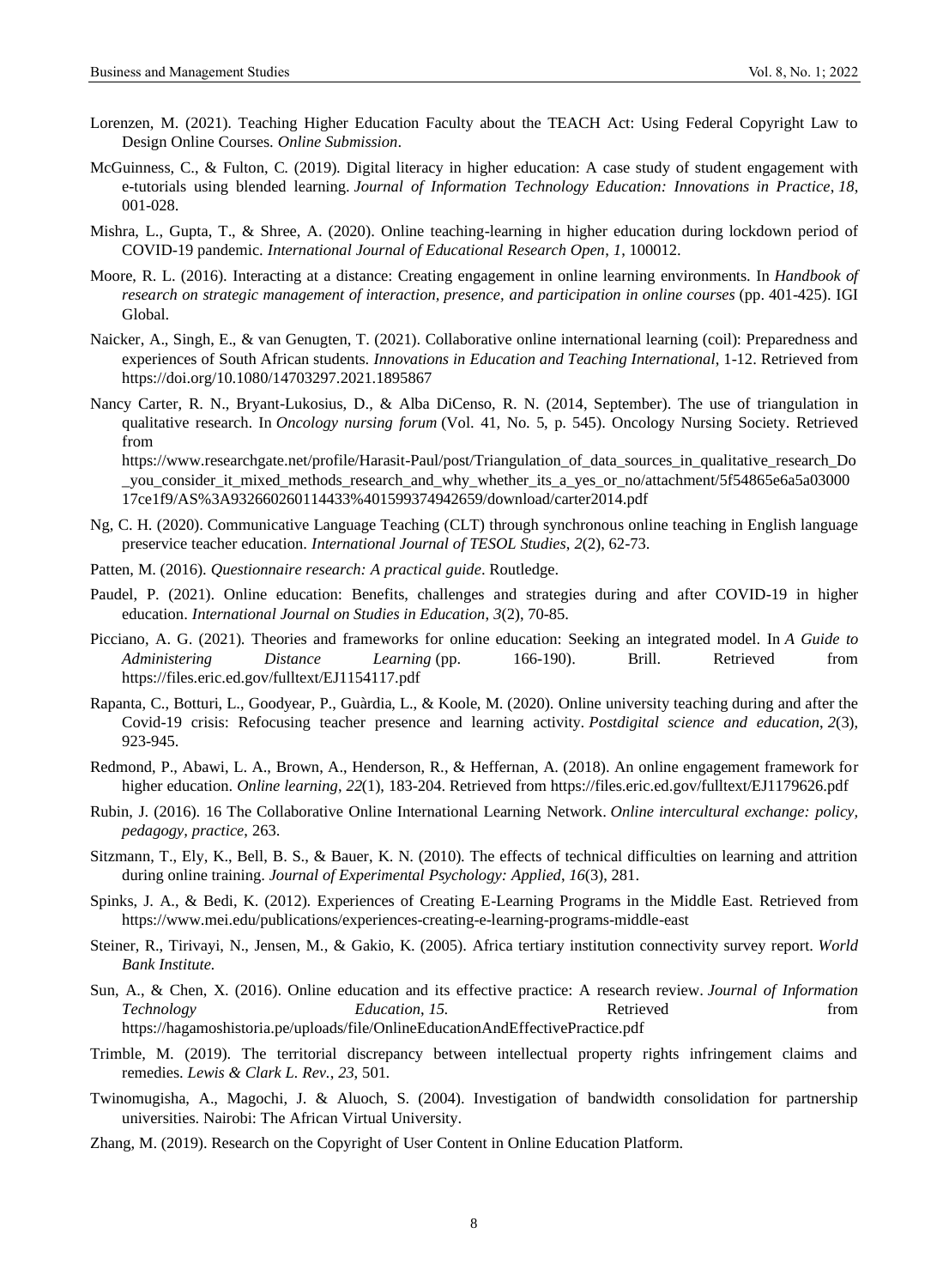Lorenzen, M. (2021). Teaching Higher Education Faculty about the TEACH Act: Using Federal Copyright Law to Design Online Courses. *Online Submission*.

McGuinness, C., & Fulton, C. (2019). Digital literacy in higher education: A case study of student engagement with e-tutorials using blended learning. *Journal of Information Technology Education: Innovations in Practice*, *18*, 001-028.

Mishra, L., Gupta, T., & Shree, A. (2020). Online teaching-learning in higher education during lockdown period of COVID-19 pandemic. *International Journal of Educational Research Open*, *1*, 100012.

Moore, R. L. (2016). Interacting at a distance: Creating engagement in online learning environments. In *Handbook of research on strategic management of interaction, presence, and participation in online courses* (pp. 401-425). IGI Global.

Naicker, A., Singh, E., & van Genugten, T. (2021). Collaborative online international learning (coil): Preparedness and experiences of South African students. *Innovations in Education and Teaching International*, 1-12. Retrieved from https://doi.org/10.1080/14703297.2021.1895867

Nancy Carter, R. N., Bryant-Lukosius, D., & Alba DiCenso, R. N. (2014, September). The use of triangulation in qualitative research. In *Oncology nursing forum* (Vol. 41, No. 5, p. 545). Oncology Nursing Society. Retrieved from https://www.researchgate.net/profile/Harasit-Paul/post/Triangulation_of_data_sources_in_qualitative_research_Do_you_consider_it_mixed_methods_research_and_why_whether_its_a_yes_or_no/attachment/5f54865e6a5a0300017ce1f9/AS%3A932660260114433%401599374942659/download/carter2014.pdf

Ng, C. H. (2020). Communicative Language Teaching (CLT) through synchronous online teaching in English language preservice teacher education. *International Journal of TESOL Studies*, *2*(2), 62-73.

Patten, M. (2016). *Questionnaire research: A practical guide*. Routledge.

Paudel, P. (2021). Online education: Benefits, challenges and strategies during and after COVID-19 in higher education. *International Journal on Studies in Education*, *3*(2), 70-85.

Picciano, A. G. (2021). Theories and frameworks for online education: Seeking an integrated model. In *A Guide to Administering Distance Learning* (pp. 166-190). Brill. Retrieved from https://files.eric.ed.gov/fulltext/EJ1154117.pdf

Rapanta, C., Botturi, L., Goodyear, P., Guàrdia, L., & Koole, M. (2020). Online university teaching during and after the Covid-19 crisis: Refocusing teacher presence and learning activity. *Postdigital science and education*, *2*(3), 923-945.

Redmond, P., Abawi, L. A., Brown, A., Henderson, R., & Heffernan, A. (2018). An online engagement framework for higher education. *Online learning*, *22*(1), 183-204. Retrieved from https://files.eric.ed.gov/fulltext/EJ1179626.pdf

Rubin, J. (2016). 16 The Collaborative Online International Learning Network. *Online intercultural exchange: policy, pedagogy, practice*, 263.

Sitzmann, T., Ely, K., Bell, B. S., & Bauer, K. N. (2010). The effects of technical difficulties on learning and attrition during online training. *Journal of Experimental Psychology: Applied*, *16*(3), 281.

Spinks, J. A., & Bedi, K. (2012). Experiences of Creating E-Learning Programs in the Middle East. Retrieved from https://www.mei.edu/publications/experiences-creating-e-learning-programs-middle-east

Steiner, R., Tirivayi, N., Jensen, M., & Gakio, K. (2005). Africa tertiary institution connectivity survey report. *World Bank Institute.*

Sun, A., & Chen, X. (2016). Online education and its effective practice: A research review. *Journal of Information Technology Education*, *15*. Retrieved from https://hagamoshistoria.pe/uploads/file/OnlineEducationAndEffectivePractice.pdf

Trimble, M. (2019). The territorial discrepancy between intellectual property rights infringement claims and remedies. *Lewis & Clark L. Rev.*, *23*, 501.

Twinomugisha, A., Magochi, J. & Aluoch, S. (2004). Investigation of bandwidth consolidation for partnership universities. Nairobi: The African Virtual University.

Zhang, M. (2019). Research on the Copyright of User Content in Online Education Platform.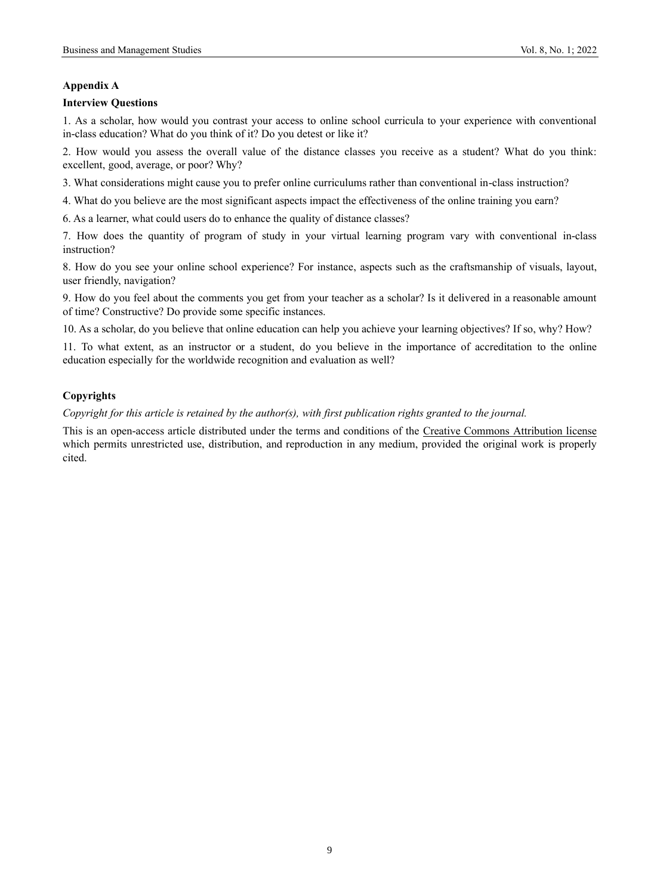## Appendix A

### Interview Questions

1. As a scholar, how would you contrast your access to online school curricula to your experience with conventional in-class education? What do you think of it? Do you detest or like it?

2. How would you assess the overall value of the distance classes you receive as a student? What do you think: excellent, good, average, or poor? Why?

3. What considerations might cause you to prefer online curriculums rather than conventional in-class instruction?

4. What do you believe are the most significant aspects impact the effectiveness of the online training you earn?

6. As a learner, what could users do to enhance the quality of distance classes?

7. How does the quantity of program of study in your virtual learning program vary with conventional in-class instruction?

8. How do you see your online school experience? For instance, aspects such as the craftsmanship of visuals, layout, user friendly, navigation?

9. How do you feel about the comments you get from your teacher as a scholar? Is it delivered in a reasonable amount of time? Constructive? Do provide some specific instances.

10. As a scholar, do you believe that online education can help you achieve your learning objectives? If so, why? How?

11. To what extent, as an instructor or a student, do you believe in the importance of accreditation to the online education especially for the worldwide recognition and evaluation as well?

## Copyrights

*Copyright for this article is retained by the author(s), with first publication rights granted to the journal.*

This is an open-access article distributed under the terms and conditions of the Creative Commons Attribution license which permits unrestricted use, distribution, and reproduction in any medium, provided the original work is properly cited.